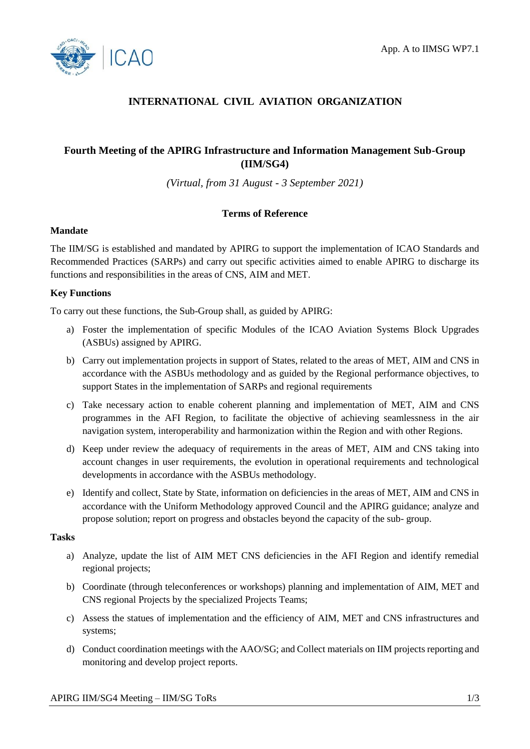App. A to IIMSG WP7.1

# INTERNATIONAL CIVIL AVIATION ORGANIZATION

## Fourth Meeting of the APIRG Infrastructure and Information Management Sub-Group (IIM/SG4)

*(Virtual, from 31 August - 3 September 2021)*

### Terms of Reference

**Mandate**

The IIM/SG is established and mandated by APIRG to support the implementation of ICAO Standards and Recommended Practices (SARPs) and carry out specific activities aimed to enable APIRG to discharge its functions and responsibilities in the areas of CNS, AIM and MET.

**Key Functions**

To carry out these functions, the Sub-Group shall, as guided by APIRG:

a) Foster the implementation of specific Modules of the ICAO Aviation Systems Block Upgrades (ASBUs) assigned by APIRG.

b) Carry out implementation projects in support of States, related to the areas of MET, AIM and CNS in accordance with the ASBUs methodology and as guided by the Regional performance objectives, to support States in the implementation of SARPs and regional requirements

c) Take necessary action to enable coherent planning and implementation of MET, AIM and CNS programmes in the AFI Region, to facilitate the objective of achieving seamlessness in the air navigation system, interoperability and harmonization within the Region and with other Regions.

d) Keep under review the adequacy of requirements in the areas of MET, AIM and CNS taking into account changes in user requirements, the evolution in operational requirements and technological developments in accordance with the ASBUs methodology.

e) Identify and collect, State by State, information on deficiencies in the areas of MET, AIM and CNS in accordance with the Uniform Methodology approved Council and the APIRG guidance; analyze and propose solution; report on progress and obstacles beyond the capacity of the sub- group.

**Tasks**

a) Analyze, update the list of AIM MET CNS deficiencies in the AFI Region and identify remedial regional projects;

b) Coordinate (through teleconferences or workshops) planning and implementation of AIM, MET and CNS regional Projects by the specialized Projects Teams;

c) Assess the statues of implementation and the efficiency of AIM, MET and CNS infrastructures and systems;

d) Conduct coordination meetings with the AAO/SG; and Collect materials on IIM projects reporting and monitoring and develop project reports.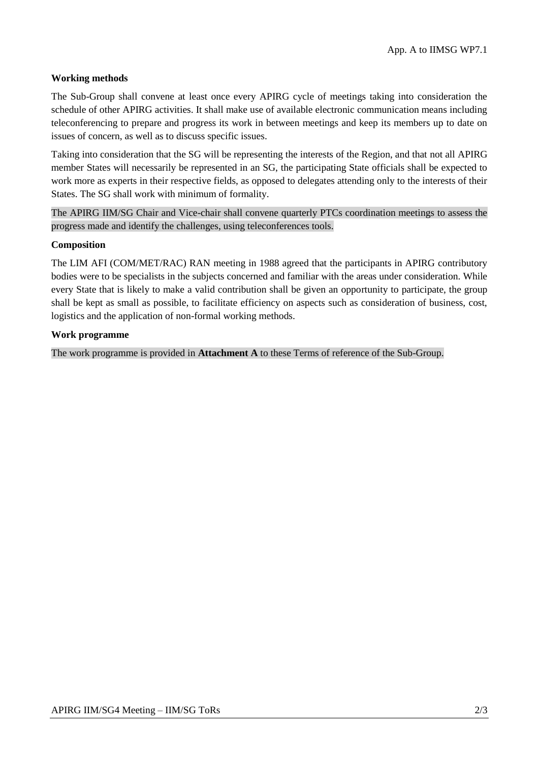**Working methods**

The Sub-Group shall convene at least once every APIRG cycle of meetings taking into consideration the schedule of other APIRG activities. It shall make use of available electronic communication means including teleconferencing to prepare and progress its work in between meetings and keep its members up to date on issues of concern, as well as to discuss specific issues.

Taking into consideration that the SG will be representing the interests of the Region, and that not all APIRG member States will necessarily be represented in an SG, the participating State officials shall be expected to work more as experts in their respective fields, as opposed to delegates attending only to the interests of their States. The SG shall work with minimum of formality.

The APIRG IIM/SG Chair and Vice-chair shall convene quarterly PTCs coordination meetings to assess the progress made and identify the challenges, using teleconferences tools.

**Composition**

The LIM AFI (COM/MET/RAC) RAN meeting in 1988 agreed that the participants in APIRG contributory bodies were to be specialists in the subjects concerned and familiar with the areas under consideration. While every State that is likely to make a valid contribution shall be given an opportunity to participate, the group shall be kept as small as possible, to facilitate efficiency on aspects such as consideration of business, cost, logistics and the application of non-formal working methods.

**Work programme**

The work programme is provided in **Attachment A** to these Terms of reference of the Sub-Group.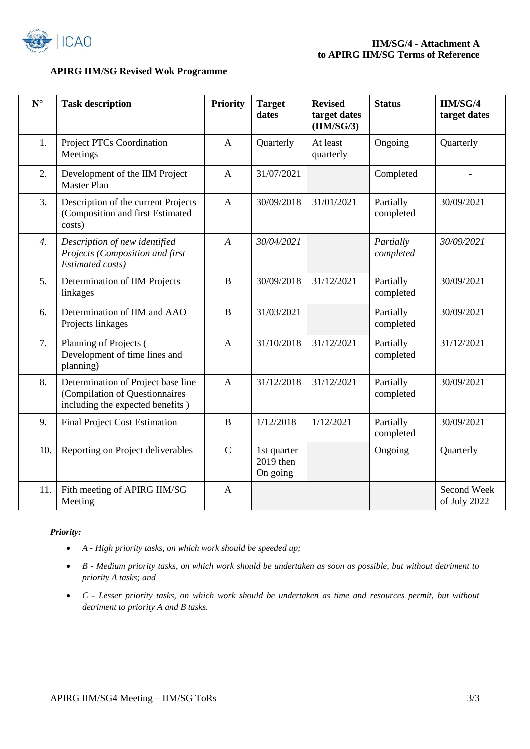**IIM/SG/4 - Attachment A to APIRG IIM/SG Terms of Reference**

**APIRG IIM/SG Revised Wok Programme**

| **N°** | **Task description** | **Priority** | **Target dates** | **Revised target dates (IIM/SG/3)** | **Status** | **IIM/SG/4 target dates** |
|---|---|---|---|---|---|---|
| 1. | Project PTCs Coordination Meetings | A | Quarterly | At least quarterly | Ongoing | Quarterly |
| 2. | Development of the IIM Project Master Plan | A | 31/07/2021 | | Completed | - |
| 3. | Description of the current Projects (Composition and first Estimated costs) | A | 30/09/2018 | 31/01/2021 | Partially completed | 30/09/2021 |
| *4.* | *Description of new identified Projects (Composition and first Estimated costs)* | *A* | *30/04/2021* | | *Partially completed* | *30/09/2021* |
| 5. | Determination of IIM Projects linkages | B | 30/09/2018 | 31/12/2021 | Partially completed | 30/09/2021 |
| 6. | Determination of IIM and AAO Projects linkages | B | 31/03/2021 | | Partially completed | 30/09/2021 |
| 7. | Planning of Projects ( Development of time lines and planning) | A | 31/10/2018 | 31/12/2021 | Partially completed | 31/12/2021 |
| 8. | Determination of Project base line (Compilation of Questionnaires including the expected benefits ) | A | 31/12/2018 | 31/12/2021 | Partially completed | 30/09/2021 |
| 9. | Final Project Cost Estimation | B | 1/12/2018 | 1/12/2021 | Partially completed | 30/09/2021 |
| 10. | Reporting on Project deliverables | C | 1st quarter 2019 then On going | | Ongoing | Quarterly |
| 11. | Fith meeting of APIRG IIM/SG Meeting | A | | | | Second Week of July 2022 |

***Priority:***

- *A - High priority tasks, on which work should be speeded up;*
- *B - Medium priority tasks, on which work should be undertaken as soon as possible, but without detriment to priority A tasks; and*
- *C - Lesser priority tasks, on which work should be undertaken as time and resources permit, but without detriment to priority A and B tasks.*